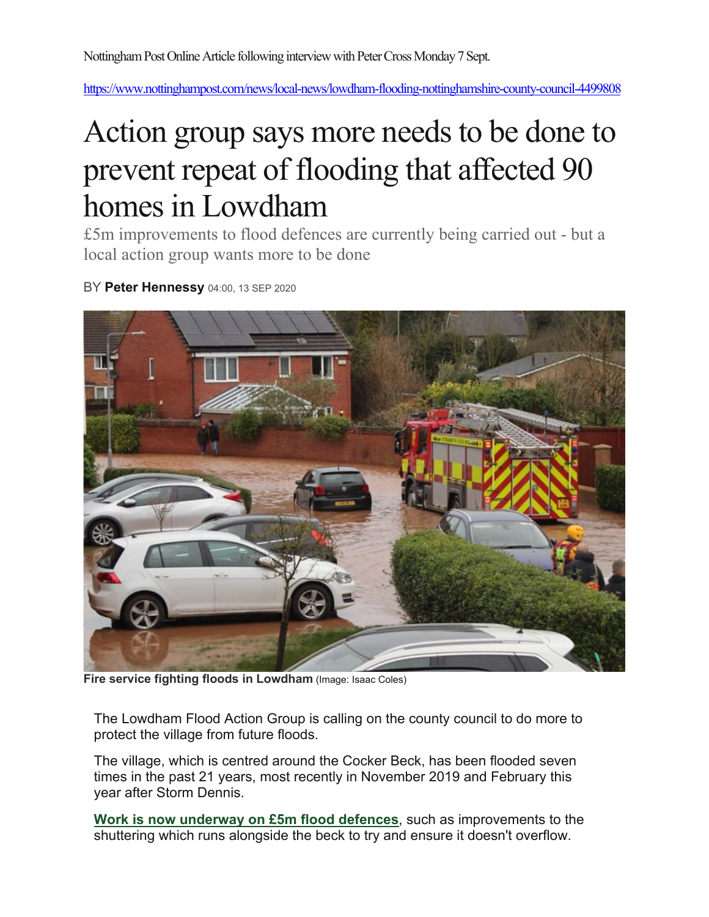Nottingham Post Online Article following interview with Peter Cross Monday 7 Sept.

https://www.nottinghampost.com/news/local-news/lowdham-flooding-nottinghamshire-county-council-4499808

# Action group says more needs to be done to prevent repeat of flooding that affected 90 homes in Lowdham

£5m improvements to flood defences are currently being carried out - but a local action group wants more to be done

BY **Peter Hennessy** 04:00, 13 SEP 2020

**Fire service fighting floods in Lowdham** (Image: Isaac Coles)

The Lowdham Flood Action Group is calling on the county council to do more to protect the village from future floods.

The village, which is centred around the Cocker Beck, has been flooded seven times in the past 21 years, most recently in November 2019 and February this year after Storm Dennis.

**Work is now underway on £5m flood defences**, such as improvements to the shuttering which runs alongside the beck to try and ensure it doesn't overflow.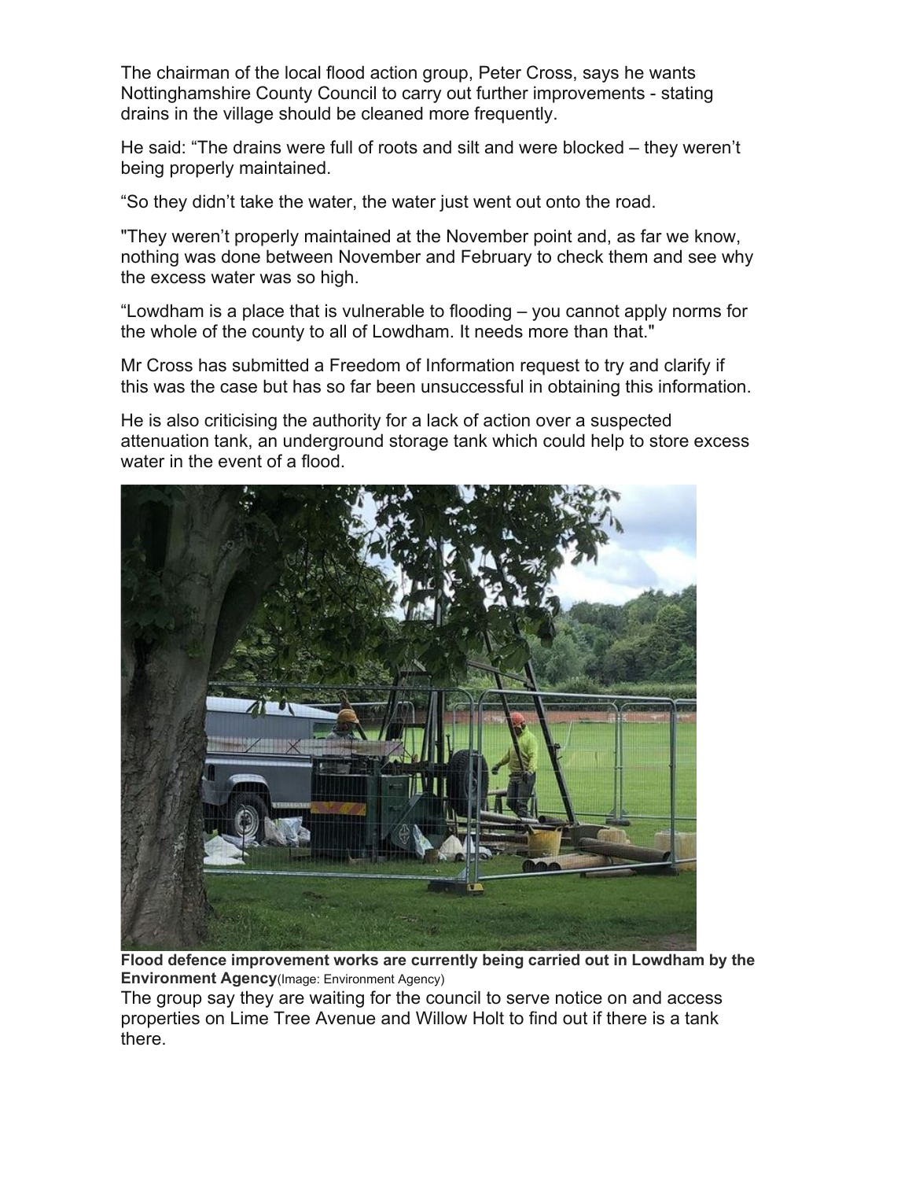The chairman of the local flood action group, Peter Cross, says he wants Nottinghamshire County Council to carry out further improvements - stating drains in the village should be cleaned more frequently.

He said: “The drains were full of roots and silt and were blocked – they weren’t being properly maintained.

“So they didn’t take the water, the water just went out onto the road.

"They weren’t properly maintained at the November point and, as far we know, nothing was done between November and February to check them and see why the excess water was so high.

“Lowdham is a place that is vulnerable to flooding – you cannot apply norms for the whole of the county to all of Lowdham. It needs more than that."

Mr Cross has submitted a Freedom of Information request to try and clarify if this was the case but has so far been unsuccessful in obtaining this information.

He is also criticising the authority for a lack of action over a suspected attenuation tank, an underground storage tank which could help to store excess water in the event of a flood.

**Flood defence improvement works are currently being carried out in Lowdham by the Environment Agency**(Image: Environment Agency)

The group say they are waiting for the council to serve notice on and access properties on Lime Tree Avenue and Willow Holt to find out if there is a tank there.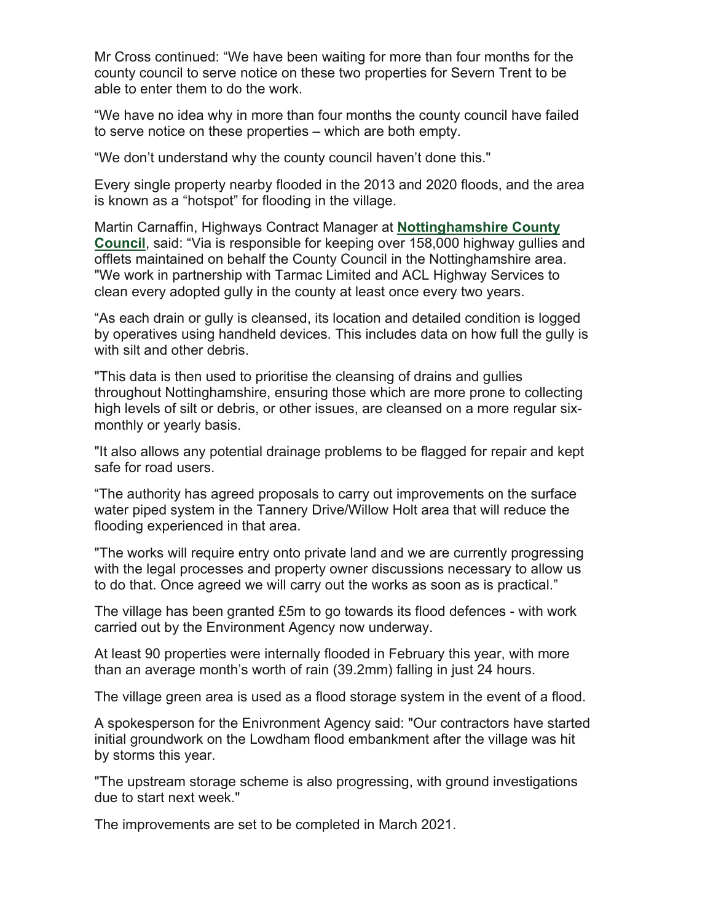Mr Cross continued: “We have been waiting for more than four months for the county council to serve notice on these two properties for Severn Trent to be able to enter them to do the work.

“We have no idea why in more than four months the county council have failed to serve notice on these properties – which are both empty.

“We don’t understand why the county council haven’t done this."

Every single property nearby flooded in the 2013 and 2020 floods, and the area is known as a “hotspot” for flooding in the village.

Martin Carnaffin, Highways Contract Manager at **Nottinghamshire County Council**, said: “Via is responsible for keeping over 158,000 highway gullies and offlets maintained on behalf the County Council in the Nottinghamshire area. "We work in partnership with Tarmac Limited and ACL Highway Services to clean every adopted gully in the county at least once every two years.

“As each drain or gully is cleansed, its location and detailed condition is logged by operatives using handheld devices. This includes data on how full the gully is with silt and other debris.

"This data is then used to prioritise the cleansing of drains and gullies throughout Nottinghamshire, ensuring those which are more prone to collecting high levels of silt or debris, or other issues, are cleansed on a more regular six-monthly or yearly basis.

"It also allows any potential drainage problems to be flagged for repair and kept safe for road users.

“The authority has agreed proposals to carry out improvements on the surface water piped system in the Tannery Drive/Willow Holt area that will reduce the flooding experienced in that area.

"The works will require entry onto private land and we are currently progressing with the legal processes and property owner discussions necessary to allow us to do that. Once agreed we will carry out the works as soon as is practical.”

The village has been granted £5m to go towards its flood defences - with work carried out by the Environment Agency now underway.

At least 90 properties were internally flooded in February this year, with more than an average month’s worth of rain (39.2mm) falling in just 24 hours.

The village green area is used as a flood storage system in the event of a flood.

A spokesperson for the Enivronment Agency said: "Our contractors have started initial groundwork on the Lowdham flood embankment after the village was hit by storms this year.

"The upstream storage scheme is also progressing, with ground investigations due to start next week."

The improvements are set to be completed in March 2021.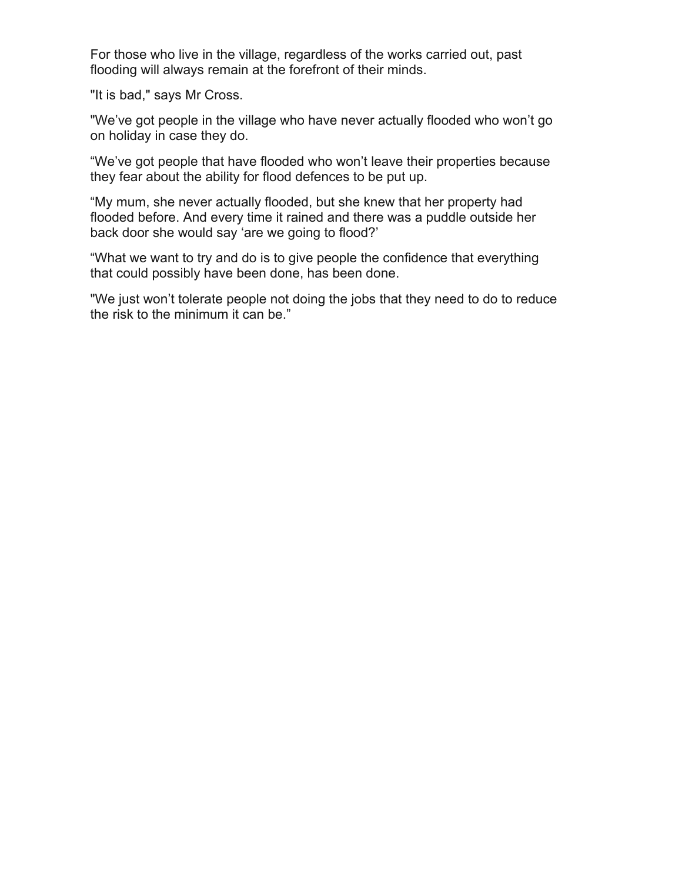For those who live in the village, regardless of the works carried out, past flooding will always remain at the forefront of their minds.

"It is bad," says Mr Cross.

"We've got people in the village who have never actually flooded who won't go on holiday in case they do.

"We've got people that have flooded who won't leave their properties because they fear about the ability for flood defences to be put up.

"My mum, she never actually flooded, but she knew that her property had flooded before. And every time it rained and there was a puddle outside her back door she would say 'are we going to flood?'

"What we want to try and do is to give people the confidence that everything that could possibly have been done, has been done.

"We just won't tolerate people not doing the jobs that they need to do to reduce the risk to the minimum it can be."